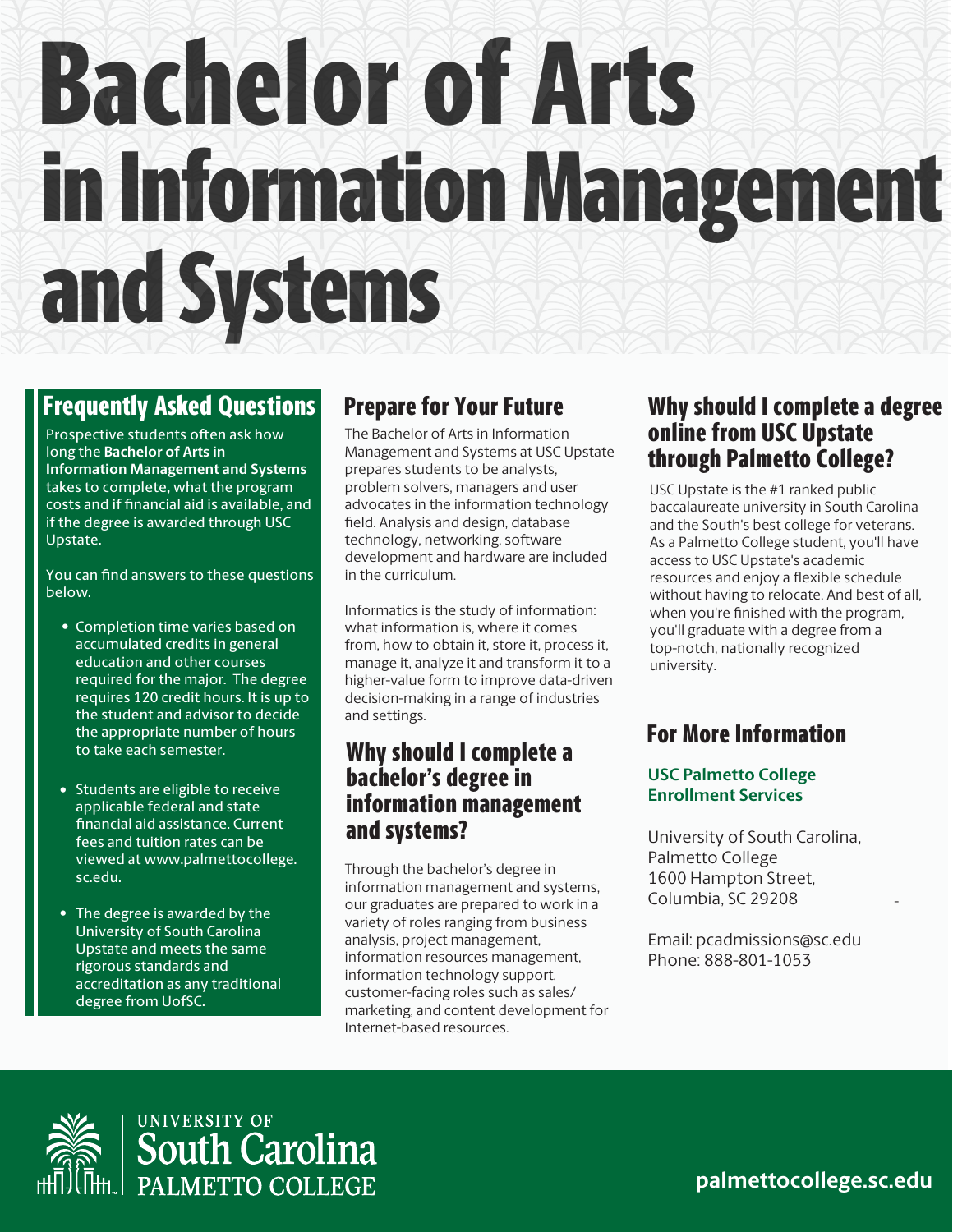# Bachelor of Arts in Information Management and Systems

## Frequently Asked Questions

Prospective students often ask how long the **Bachelor of Arts in Information Management and Systems** takes to complete, what the program costs and if financial aid is available, and if the degree is awarded through USC Upstate.

You can find answers to these questions below.

- Completion time varies based on accumulated credits in general education and other courses required for the major. The degree requires 120 credit hours. It is up to the student and advisor to decide the appropriate number of hours to take each semester.
- Students are eligible to receive applicable federal and state financial aid assistance. Current fees and tuition rates can be viewed at www.palmettocollege.sc.edu.
- The degree is awarded by the University of South Carolina Upstate and meets the same rigorous standards and accreditation as any traditional degree from UofSC.

## Prepare for Your Future

The Bachelor of Arts in Information Management and Systems at USC Upstate prepares students to be analysts, problem solvers, managers and user advocates in the information technology field. Analysis and design, database technology, networking, software development and hardware are included in the curriculum.

Informatics is the study of information: what information is, where it comes from, how to obtain it, store it, process it, manage it, analyze it and transform it to a higher-value form to improve data-driven decision-making in a range of industries and settings.

## Why should I complete a bachelor's degree in information management and systems?

Through the bachelor's degree in information management and systems, our graduates are prepared to work in a variety of roles ranging from business analysis, project management, information resources management, information technology support, customer-facing roles such as sales/marketing, and content development for Internet-based resources.

## Why should I complete a degree online from USC Upstate through Palmetto College?

USC Upstate is the #1 ranked public baccalaureate university in South Carolina and the South's best college for veterans. As a Palmetto College student, you'll have access to USC Upstate's academic resources and enjoy a flexible schedule without having to relocate. And best of all, when you're finished with the program, you'll graduate with a degree from a top-notch, nationally recognized university.

## For More Information

**USC Palmetto College Enrollment Services**

University of South Carolina, Palmetto College
1600 Hampton Street,
Columbia, SC 29208

Email: pcadmissions@sc.edu
Phone: 888-801-1053

University of South Carolina Palmetto College

palmettocollege.sc.edu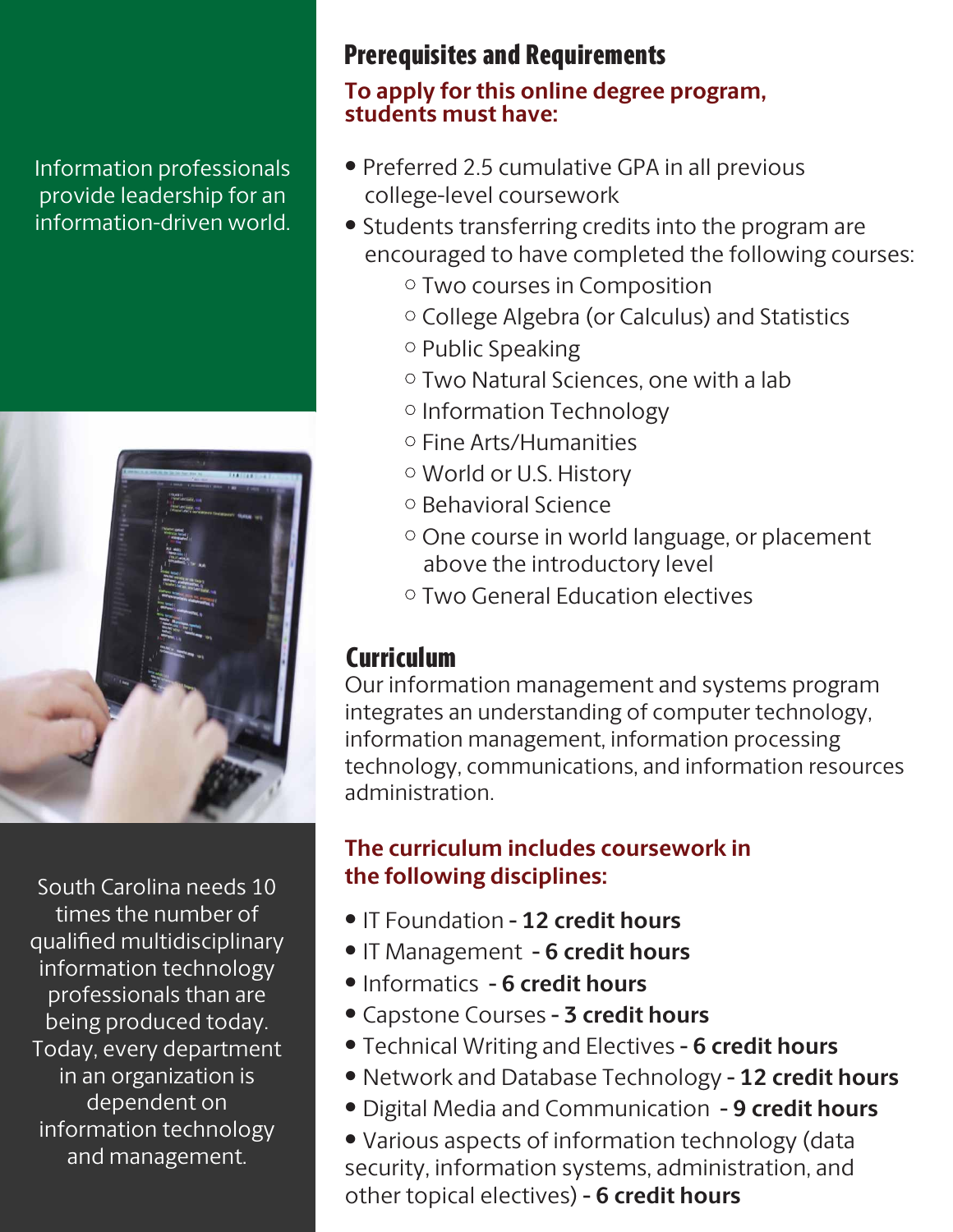Information professionals provide leadership for an information-driven world.

South Carolina needs 10 times the number of qualified multidisciplinary information technology professionals than are being produced today. Today, every department in an organization is dependent on information technology and management.

## Prerequisites and Requirements

**To apply for this online degree program, students must have:**

- Preferred 2.5 cumulative GPA in all previous college-level coursework
- Students transferring credits into the program are encouraged to have completed the following courses:
  - Two courses in Composition
  - College Algebra (or Calculus) and Statistics
  - Public Speaking
  - Two Natural Sciences, one with a lab
  - Information Technology
  - Fine Arts/Humanities
  - World or U.S. History
  - Behavioral Science
  - One course in world language, or placement above the introductory level
  - Two General Education electives

## Curriculum

Our information management and systems program integrates an understanding of computer technology, information management, information processing technology, communications, and information resources administration.

**The curriculum includes coursework in the following disciplines:**

- IT Foundation **- 12 credit hours**
- IT Management **- 6 credit hours**
- Informatics **- 6 credit hours**
- Capstone Courses **- 3 credit hours**
- Technical Writing and Electives **- 6 credit hours**
- Network and Database Technology **- 12 credit hours**
- Digital Media and Communication **- 9 credit hours**
- Various aspects of information technology (data security, information systems, administration, and other topical electives) **- 6 credit hours**